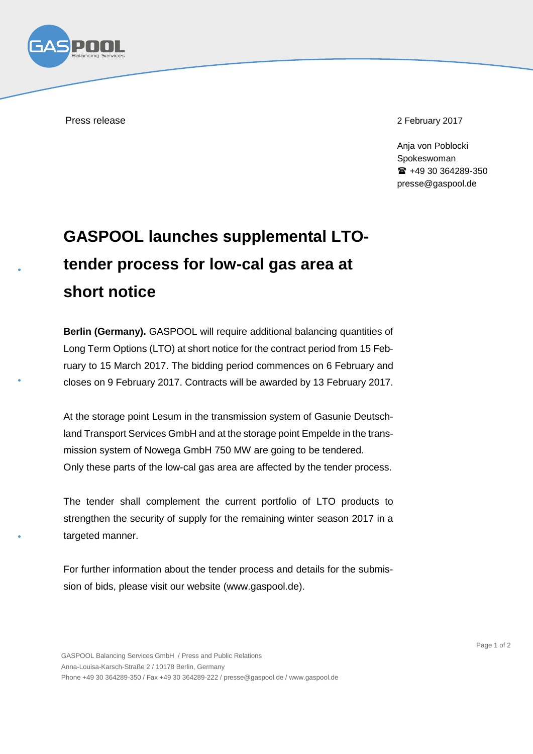Press release

2 February 2017

Anja von Poblocki
Spokeswoman
☎ +49 30 364289-350
presse@gaspool.de

# GASPOOL launches supplemental LTO-tender process for low-cal gas area at short notice

**Berlin (Germany).** GASPOOL will require additional balancing quantities of Long Term Options (LTO) at short notice for the contract period from 15 February to 15 March 2017. The bidding period commences on 6 February and closes on 9 February 2017. Contracts will be awarded by 13 February 2017.

At the storage point Lesum in the transmission system of Gasunie Deutschland Transport Services GmbH and at the storage point Empelde in the transmission system of Nowega GmbH 750 MW are going to be tendered.
Only these parts of the low-cal gas area are affected by the tender process.

The tender shall complement the current portfolio of LTO products to strengthen the security of supply for the remaining winter season 2017 in a targeted manner.

For further information about the tender process and details for the submission of bids, please visit our website (www.gaspool.de).

GASPOOL Balancing Services GmbH / Press and Public Relations
Anna-Louisa-Karsch-Straße 2 / 10178 Berlin, Germany
Phone +49 30 364289-350 / Fax +49 30 364289-222 / presse@gaspool.de / www.gaspool.de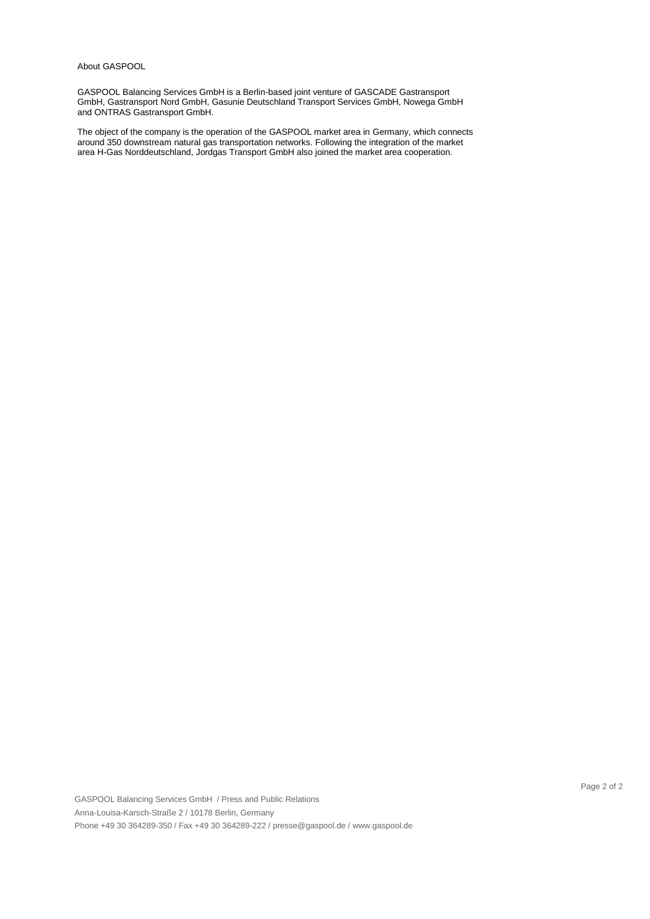About GASPOOL

GASPOOL Balancing Services GmbH is a Berlin-based joint venture of GASCADE Gastransport GmbH, Gastransport Nord GmbH, Gasunie Deutschland Transport Services GmbH, Nowega GmbH and ONTRAS Gastransport GmbH.

The object of the company is the operation of the GASPOOL market area in Germany, which connects around 350 downstream natural gas transportation networks. Following the integration of the market area H-Gas Norddeutschland, Jordgas Transport GmbH also joined the market area cooperation.

GASPOOL Balancing Services GmbH / Press and Public Relations

Anna-Louisa-Karsch-Straße 2 / 10178 Berlin, Germany

Phone +49 30 364289-350 / Fax +49 30 364289-222 / presse@gaspool.de / www.gaspool.de